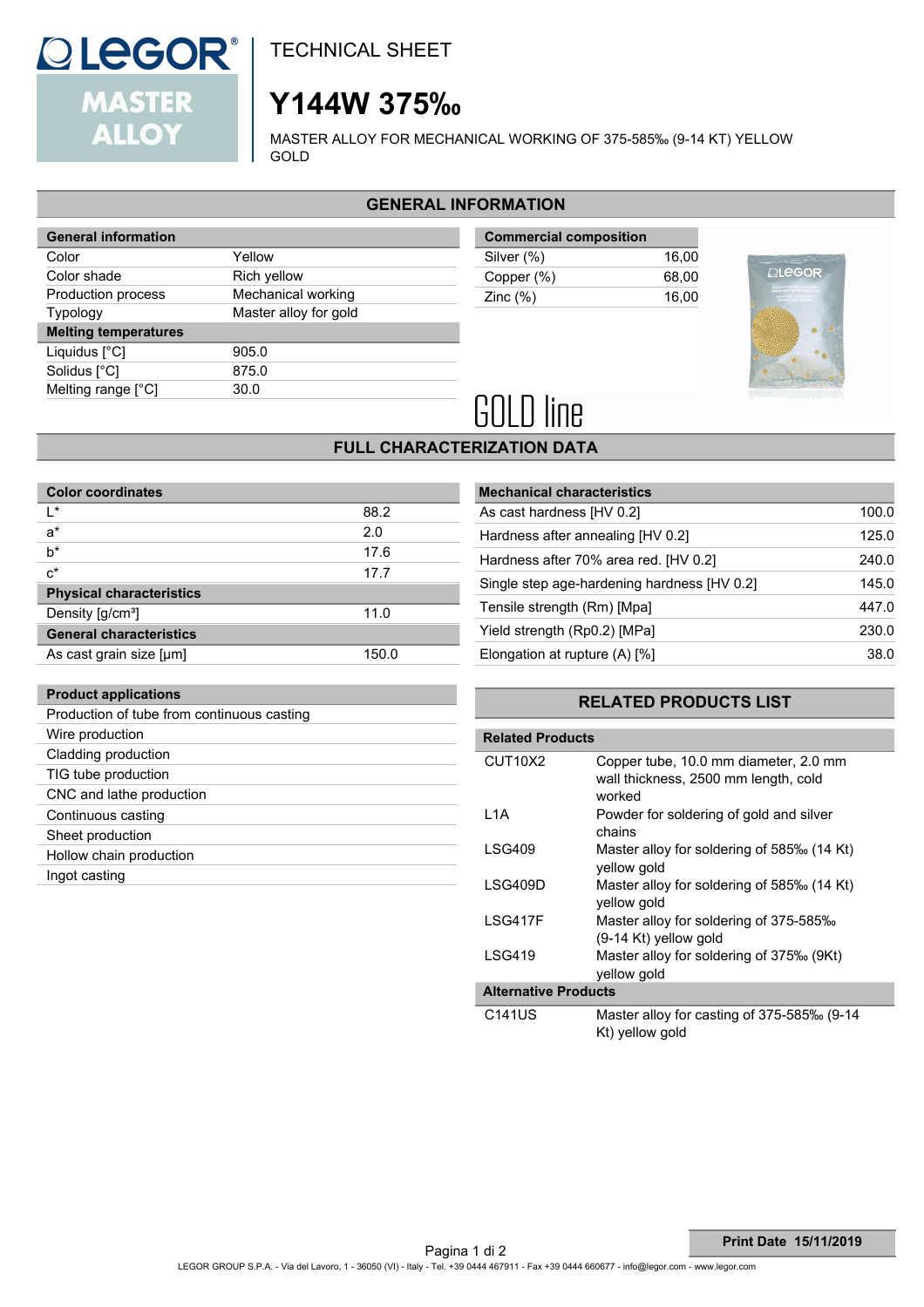# TECHNICAL SHEET

# Y144W 375‰

MASTER ALLOY FOR MECHANICAL WORKING OF 375-585‰ (9-14 KT) YELLOW GOLD

## GENERAL INFORMATION

| General information | |
|---|---|
| Color | Yellow |
| Color shade | Rich yellow |
| Production process | Mechanical working |
| Typology | Master alloy for gold |
| **Melting temperatures** | |
| Liquidus [°C] | 905.0 |
| Solidus [°C] | 875.0 |
| Melting range [°C] | 30.0 |

| Commercial composition | |
|---|---|
| Silver (%) | 16,00 |
| Copper (%) | 68,00 |
| Zinc (%) | 16,00 |

GOLD line

## FULL CHARACTERIZATION DATA

| Color coordinates | |
|---|---|
| L* | 88.2 |
| a* | 2.0 |
| b* | 17.6 |
| c* | 17.7 |
| **Physical characteristics** | |
| Density [g/cm³] | 11.0 |
| **General characteristics** | |
| As cast grain size [µm] | 150.0 |

| Mechanical characteristics | |
|---|---|
| As cast hardness [HV 0.2] | 100.0 |
| Hardness after annealing [HV 0.2] | 125.0 |
| Hardness after 70% area red. [HV 0.2] | 240.0 |
| Single step age-hardening hardness [HV 0.2] | 145.0 |
| Tensile strength (Rm) [Mpa] | 447.0 |
| Yield strength (Rp0.2) [MPa] | 230.0 |
| Elongation at rupture (A) [%] | 38.0 |

| Product applications |
|---|
| Production of tube from continuous casting |
| Wire production |
| Cladding production |
| TIG tube production |
| CNC and lathe production |
| Continuous casting |
| Sheet production |
| Hollow chain production |
| Ingot casting |

## RELATED PRODUCTS LIST

| Related Products | |
|---|---|
| CUT10X2 | Copper tube, 10.0 mm diameter, 2.0 mm wall thickness, 2500 mm length, cold worked |
| L1A | Powder for soldering of gold and silver chains |
| LSG409 | Master alloy for soldering of 585‰ (14 Kt) yellow gold |
| LSG409D | Master alloy for soldering of 585‰ (14 Kt) yellow gold |
| LSG417F | Master alloy for soldering of 375-585‰ (9-14 Kt) yellow gold |
| LSG419 | Master alloy for soldering of 375‰ (9Kt) yellow gold |
| **Alternative Products** | |
| C141US | Master alloy for casting of 375-585‰ (9-14 Kt) yellow gold |

**Print Date 15/11/2019**

LEGOR GROUP S.P.A. - Via del Lavoro, 1 - 36050 (VI) - Italy - Tel. +39 0444 467911 - Fax +39 0444 660677 - info@legor.com - www.legor.com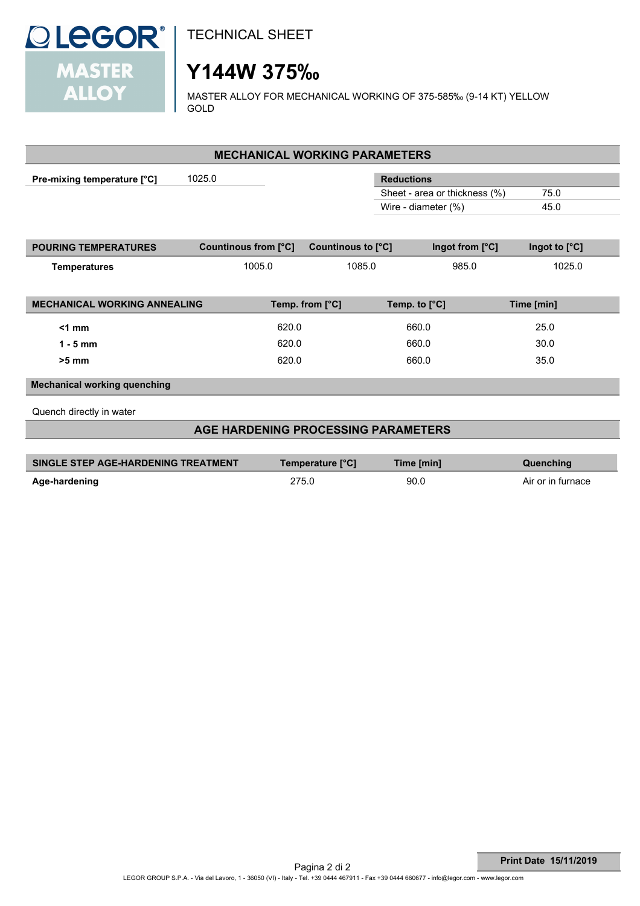# TECHNICAL SHEET

# Y144W 375‰

MASTER ALLOY FOR MECHANICAL WORKING OF 375-585‰ (9-14 KT) YELLOW GOLD

## MECHANICAL WORKING PARAMETERS

| | |
|---|---|
| **Pre-mixing temperature [°C]** | 1025.0 |

| **Reductions** | |
|---|---|
| Sheet - area or thickness (%) | 75.0 |
| Wire - diameter (%) | 45.0 |

| POURING TEMPERATURES | Countinous from [°C] | Countinous to [°C] | Ingot from [°C] | Ingot to [°C] |
|---|---|---|---|---|
| **Temperatures** | 1005.0 | 1085.0 | 985.0 | 1025.0 |

| MECHANICAL WORKING ANNEALING | Temp. from [°C] | Temp. to [°C] | Time [min] |
|---|---|---|---|
| **<1 mm** | 620.0 | 660.0 | 25.0 |
| **1 - 5 mm** | 620.0 | 660.0 | 30.0 |
| **>5 mm** | 620.0 | 660.0 | 35.0 |

**Mechanical working quenching**

Quench directly in water

## AGE HARDENING PROCESSING PARAMETERS

| SINGLE STEP AGE-HARDENING TREATMENT | Temperature [°C] | Time [min] | Quenching |
|---|---|---|---|
| **Age-hardening** | 275.0 | 90.0 | Air or in furnace |

**Print Date 15/11/2019**

LEGOR GROUP S.P.A. - Via del Lavoro, 1 - 36050 (VI) - Italy - Tel. +39 0444 467911 - Fax +39 0444 660677 - info@legor.com - www.legor.com